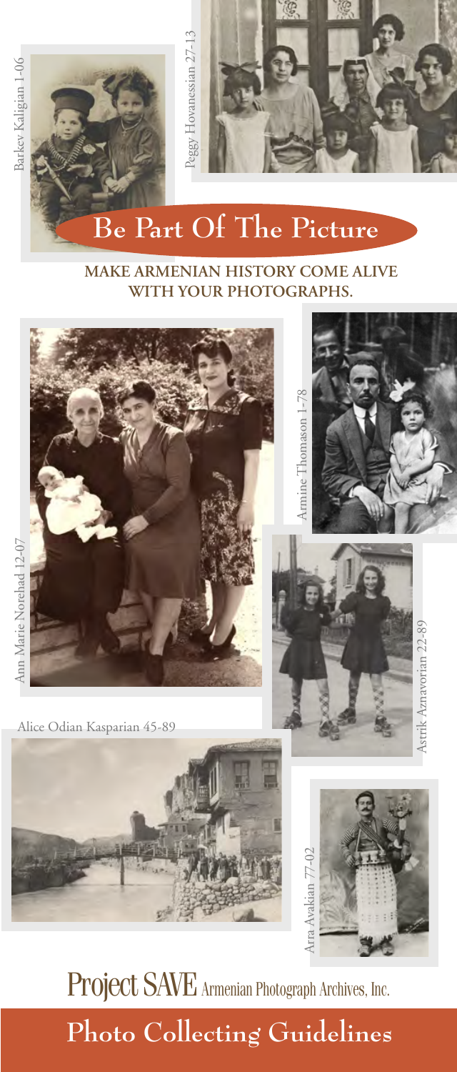Barkev Kaligian 1-06

Peggy Hovanessian 27-13

# Be Part Of The Picture

**MAKE ARMENIAN HISTORY COME ALIVE WITH YOUR PHOTOGRAPHS.**

Ann Marie Norehad 12-07

Armine Thomason 1-78

Astrik Aznavorian 22-89

Alice Odian Kasparian 45-89

Arra Avakian 77-02

Project SAVE Armenian Photograph Archives, Inc.

# Photo Collecting Guidelines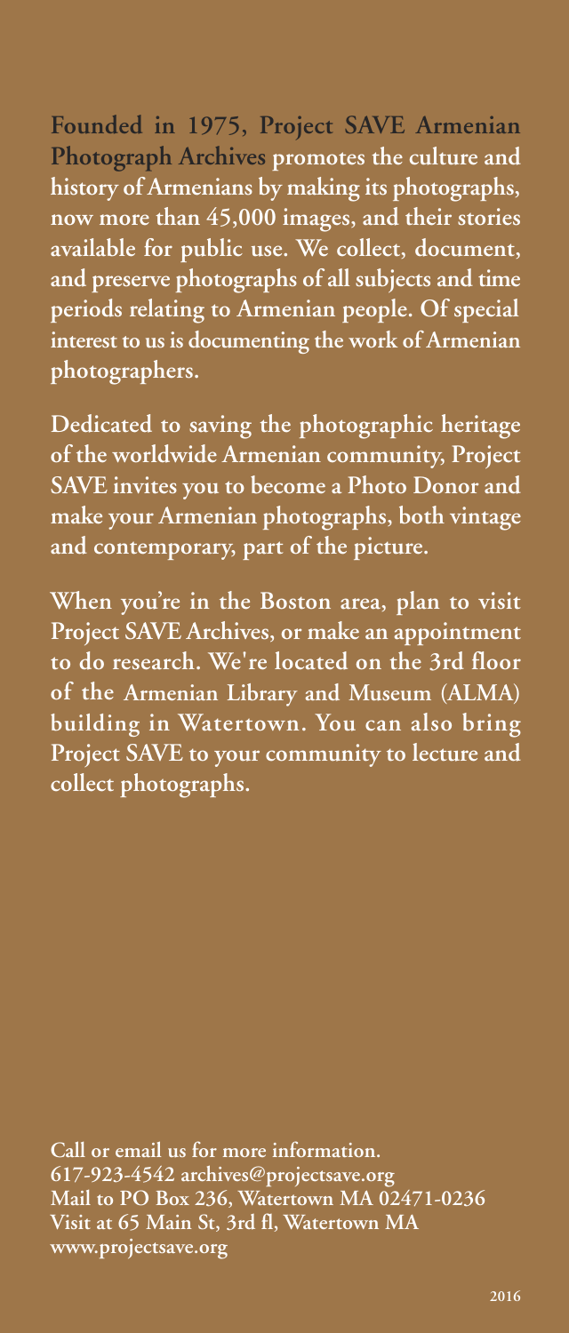**Founded in 1975, Project SAVE Armenian Photograph Archives** promotes the culture and history of Armenians by making its photographs, now more than 45,000 images, and their stories available for public use. We collect, document, and preserve photographs of all subjects and time periods relating to Armenian people. Of special interest to us is documenting the work of Armenian photographers.

Dedicated to saving the photographic heritage of the worldwide Armenian community, Project SAVE invites you to become a Photo Donor and make your Armenian photographs, both vintage and contemporary, part of the picture.

When you're in the Boston area, plan to visit Project SAVE Archives, or make an appointment to do research. We're located on the 3rd floor of the Armenian Library and Museum (ALMA) building in Watertown. You can also bring Project SAVE to your community to lecture and collect photographs.

Call or email us for more information.
617-923-4542 archives@projectsave.org
Mail to PO Box 236, Watertown MA 02471-0236
Visit at 65 Main St, 3rd fl, Watertown MA
www.projectsave.org

2016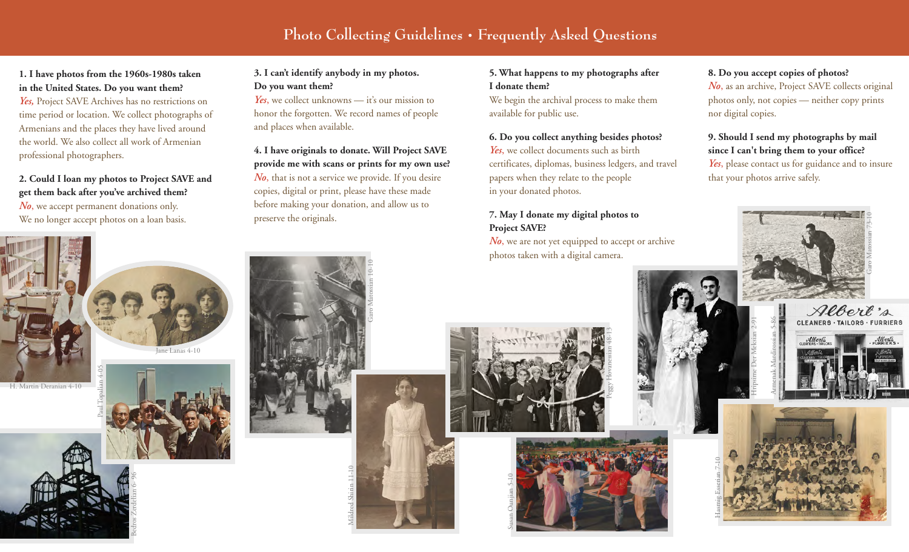# Photo Collecting Guidelines • Frequently Asked Questions

**1. I have photos from the 1960s-1980s taken in the United States. Do you want them?**
*Yes,* Project SAVE Archives has no restrictions on time period or location. We collect photographs of Armenians and the places they have lived around the world. We also collect all work of Armenian professional photographers.

**2. Could I loan my photos to Project SAVE and get them back after you've archived them?**
*No*, we accept permanent donations only. We no longer accept photos on a loan basis.

**3. I can't identify anybody in my photos. Do you want them?**
*Yes*, we collect unknowns — it's our mission to honor the forgotten. We record names of people and places when available.

**4. I have originals to donate. Will Project SAVE provide me with scans or prints for my own use?**
*No*, that is not a service we provide. If you desire copies, digital or print, please have these made before making your donation, and allow us to preserve the originals.

**5. What happens to my photographs after I donate them?**
We begin the archival process to make them available for public use.

**6. Do you collect anything besides photos?**
*Yes*, we collect documents such as birth certificates, diplomas, business ledgers, and travel papers when they relate to the people in your donated photos.

**7. May I donate my digital photos to Project SAVE?**
*No*, we are not yet equipped to accept or archive photos taken with a digital camera.

**8. Do you accept copies of photos?**
*No*, as an archive, Project SAVE collects original photos only, not copies — neither copy prints nor digital copies.

**9. Should I send my photographs by mail since I can't bring them to your office?**
*Yes*, please contact us for guidance and to insure that your photos arrive safely.

H. Martin Deranian 4-10

Jane Lanas 4-10

Paul Topalian 4-05

Bedros Zerdelian 6-96

Garo Marossian 10-10

Mildred Shirin 11-10

Peggy Hovanessian 48-13

Susan Ounjian 5-10

Hripsime Der Mekaian 2-91

Armenak Mardirossian 5-86

Garo Marossian 73-10

Hasmig Esserian 7-10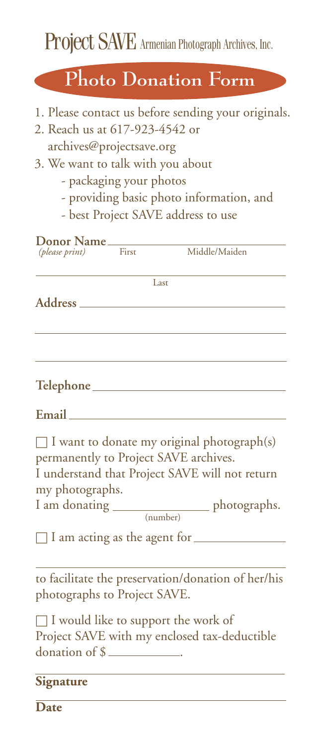# Project SAVE Armenian Photograph Archives, Inc.

## Photo Donation Form

1. Please contact us before sending your originals.
2. Reach us at 617-923-4542 or archives@projectsave.org
3. We want to talk with you about
   - packaging your photos
   - providing basic photo information, and
   - best Project SAVE address to use

**Donor Name** ______________________________
*(please print)* First Middle/Maiden

______________________________
Last

**Address** ______________________________

______________________________

______________________________

**Telephone** ______________________________

**Email** ______________________________

☐ I want to donate my original photograph(s) permanently to Project SAVE archives.
I understand that Project SAVE will not return my photographs.
I am donating ______________ (number) photographs.

☐ I am acting as the agent for ______________

______________________________
to facilitate the preservation/donation of her/his photographs to Project SAVE.

☐ I would like to support the work of Project SAVE with my enclosed tax-deductible donation of $__________.

______________________________
**Signature**

______________________________
**Date**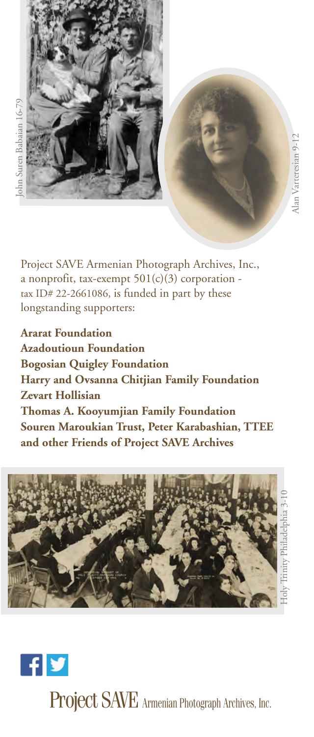John Suren Babaian 16-79

Alan Varteresian 9-12

Project SAVE Armenian Photograph Archives, Inc., a nonprofit, tax-exempt 501(c)(3) corporation - tax ID# 22-2661086, is funded in part by these longstanding supporters:

**Ararat Foundation**
**Azadoutioun Foundation**
**Bogosian Quigley Foundation**
**Harry and Ovsanna Chitjian Family Foundation**
**Zevart Hollisian**
**Thomas A. Kooyumjian Family Foundation**
**Souren Maroukian Trust, Peter Karabashian, TTEE**
**and other Friends of Project SAVE Archives**

Holy Trinity Philadelphia 3-10

Project SAVE Armenian Photograph Archives, Inc.